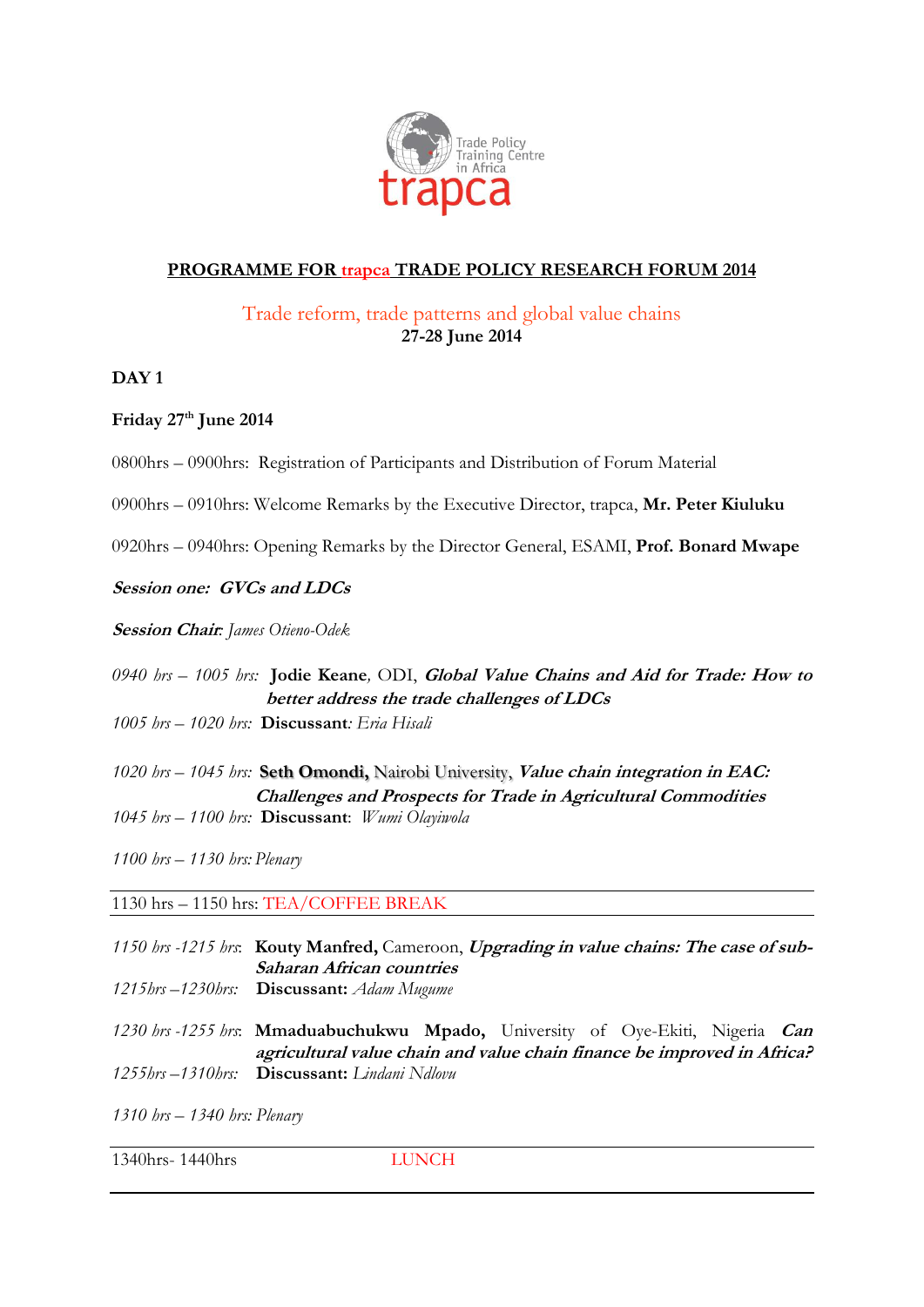Trade Policy Training Centre in Africa
trapca

# PROGRAMME FOR trapca TRADE POLICY RESEARCH FORUM 2014

Trade reform, trade patterns and global value chains
**27-28 June 2014**

**DAY 1**

**Friday 27th June 2014**

0800hrs – 0900hrs: Registration of Participants and Distribution of Forum Material

0900hrs – 0910hrs: Welcome Remarks by the Executive Director, trapca, **Mr. Peter Kiuluku**

0920hrs – 0940hrs: Opening Remarks by the Director General, ESAMI, **Prof. Bonard Mwape**

***Session one: GVCs and LDCs***

***Session Chair***: *James Otieno-Odek*

*0940 hrs – 1005 hrs:* **Jodie Keane**, ODI, ***Global Value Chains and Aid for Trade: How to better address the trade challenges of LDCs***

*1005 hrs – 1020 hrs:* **Discussant**: *Eria Hisali*

*1020 hrs – 1045 hrs:* **Seth Omondi,** Nairobi University, ***Value chain integration in EAC: Challenges and Prospects for Trade in Agricultural Commodities***

*1045 hrs – 1100 hrs:* **Discussant**: *Wumi Olayiwola*

*1100 hrs – 1130 hrs: Plenary*

1130 hrs – 1150 hrs: TEA/COFFEE BREAK

*1150 hrs -1215 hrs*: **Kouty Manfred,** Cameroon, ***Upgrading in value chains: The case of sub-Saharan African countries***

*1215hrs –1230hrs:* **Discussant:** *Adam Mugume*

*1230 hrs -1255 hrs*: **Mmaduabuchukwu Mpado,** University of Oye-Ekiti, Nigeria ***Can agricultural value chain and value chain finance be improved in Africa?***

*1255hrs –1310hrs:* **Discussant:** *Lindani Ndlovu*

*1310 hrs – 1340 hrs: Plenary*

1340hrs- 1440hrs LUNCH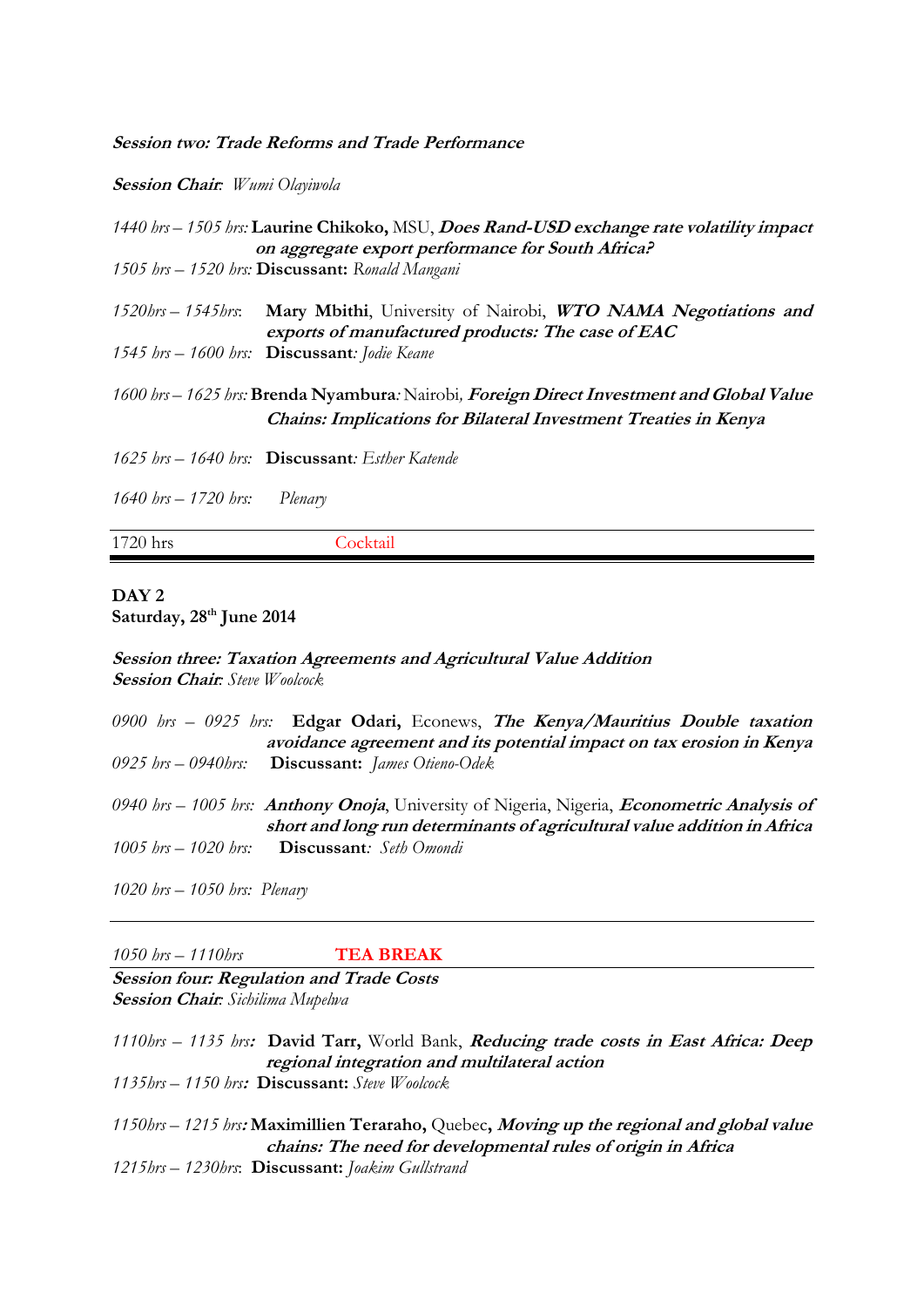***Session two: Trade Reforms and Trade Performance***

***Session Chair**: Wumi Olayiwola*

*1440 hrs – 1505 hrs:* **Laurine Chikoko,** MSU, ***Does Rand-USD exchange rate volatility impact on aggregate export performance for South Africa?***
*1505 hrs – 1520 hrs:* **Discussant:** *Ronald Mangani*

*1520hrs – 1545hrs*: **Mary Mbithi**, University of Nairobi, ***WTO NAMA Negotiations and exports of manufactured products: The case of EAC***
*1545 hrs – 1600 hrs:* **Discussant***: Jodie Keane*

*1600 hrs – 1625 hrs:* **Brenda Nyambura***:* Nairobi*,* ***Foreign Direct Investment and Global Value Chains: Implications for Bilateral Investment Treaties in Kenya***

*1625 hrs – 1640 hrs:* **Discussant***: Esther Katende*

*1640 hrs – 1720 hrs:* *Plenary*

1720 hrs Cocktail

---

**DAY 2**
**Saturday, 28th June 2014**

***Session three: Taxation Agreements and Agricultural Value Addition***
***Session Chair**: Steve Woolcock*

*0900 hrs – 0925 hrs:* **Edgar Odari,** Econews, ***The Kenya/Mauritius Double taxation avoidance agreement and its potential impact on tax erosion in Kenya***
*0925 hrs – 0940hrs:* **Discussant:** *James Otieno-Odek*

*0940 hrs – 1005 hrs:* ***Anthony Onoja***, University of Nigeria, Nigeria, ***Econometric Analysis of short and long run determinants of agricultural value addition in Africa***
*1005 hrs – 1020 hrs:* **Discussant***: Seth Omondi*

*1020 hrs – 1050 hrs: Plenary*

---

*1050 hrs – 1110hrs* **TEA BREAK**

***Session four: Regulation and Trade Costs***
***Session Chair**: Sichilima Mupelwa*

*1110hrs – 1135 hrs:* **David Tarr,** World Bank, ***Reducing trade costs in East Africa: Deep regional integration and multilateral action***
*1135hrs – 1150 hrs:* **Discussant:** *Steve Woolcock*

*1150hrs – 1215 hrs:* **Maximillien Teraraho,** Quebec**,** ***Moving up the regional and global value chains: The need for developmental rules of origin in Africa***
*1215hrs – 1230hrs*: **Discussant:** *Joakim Gullstrand*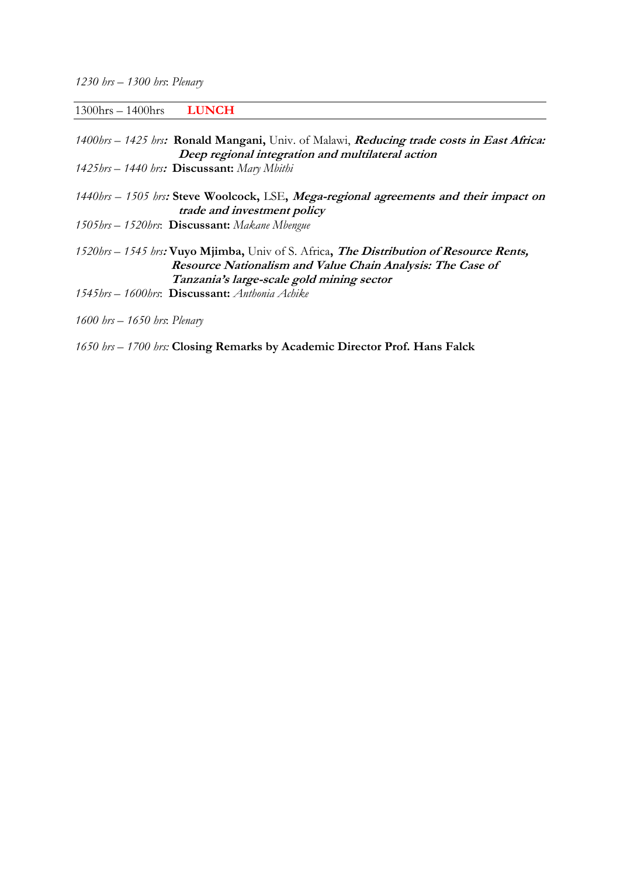*1230 hrs – 1300 hrs*: *Plenary*

1300hrs – 1400hrs **LUNCH**

*1400hrs – 1425 hrs***:** **Ronald Mangani,** Univ. of Malawi, ***Reducing trade costs in East Africa: Deep regional integration and multilateral action***

*1425hrs – 1440 hrs***:** **Discussant:** *Mary Mbithi*

*1440hrs – 1505 hrs***:** **Steve Woolcock,** LSE**,** ***Mega-regional agreements and their impact on trade and investment policy***

*1505hrs – 1520hrs*: **Discussant:** *Makane Mbengue*

*1520hrs – 1545 hrs***:** **Vuyo Mjimba,** Univ of S. Africa**,** ***The Distribution of Resource Rents, Resource Nationalism and Value Chain Analysis: The Case of Tanzania's large-scale gold mining sector***

*1545hrs – 1600hrs*: **Discussant:** *Anthonia Achike*

*1600 hrs – 1650 hrs*: *Plenary*

*1650 hrs – 1700 hrs:* **Closing Remarks by Academic Director Prof. Hans Falck**